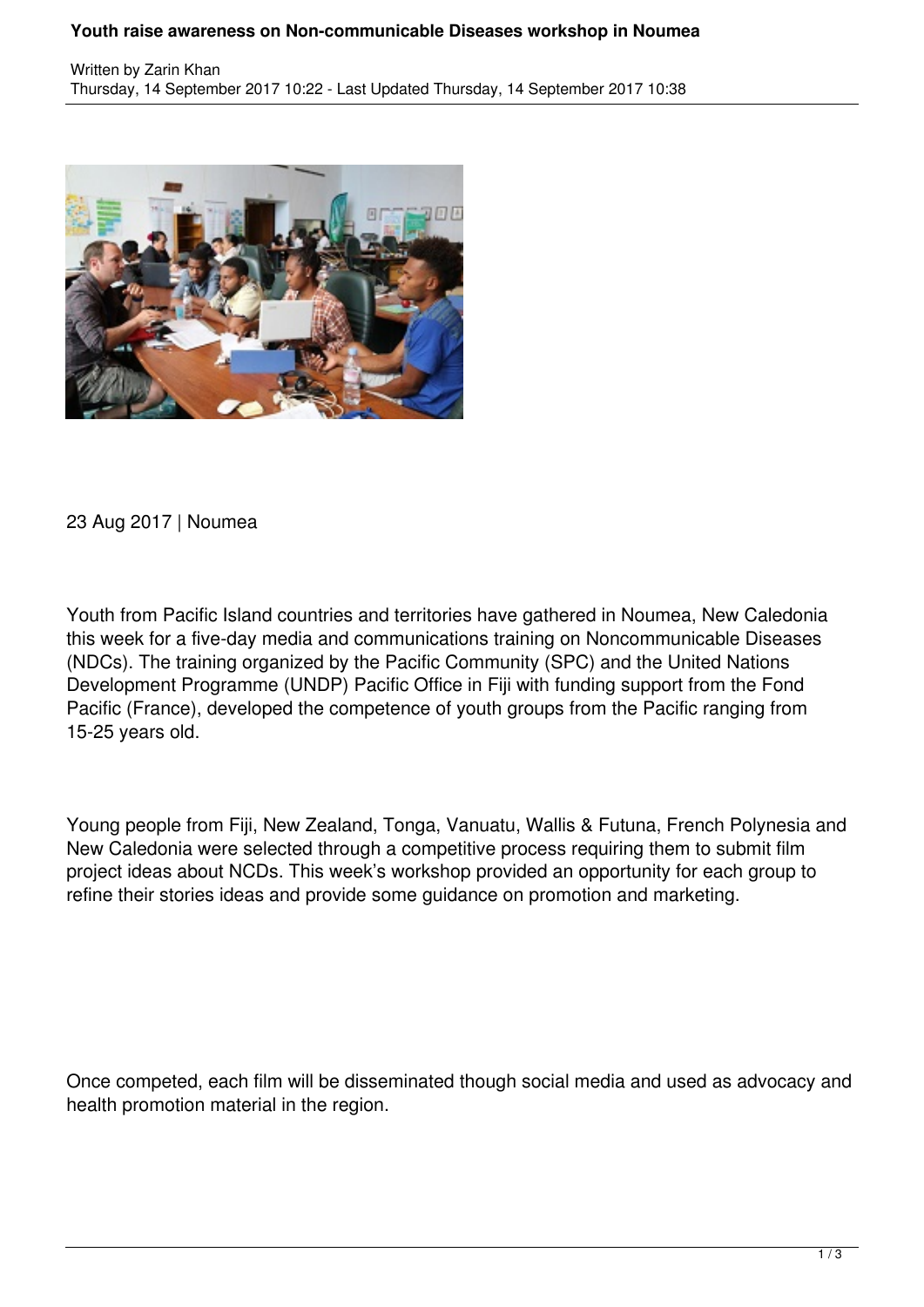# Youth raise awareness on Non-communicable Diseases workshop in Noumea

Written by Zarin Khan
Thursday, 14 September 2017 10:22 - Last Updated Thursday, 14 September 2017 10:38

23 Aug 2017 | Noumea

Youth from Pacific Island countries and territories have gathered in Noumea, New Caledonia this week for a five-day media and communications training on Noncommunicable Diseases (NDCs). The training organized by the Pacific Community (SPC) and the United Nations Development Programme (UNDP) Pacific Office in Fiji with funding support from the Fond Pacific (France), developed the competence of youth groups from the Pacific ranging from 15-25 years old.

Young people from Fiji, New Zealand, Tonga, Vanuatu, Wallis & Futuna, French Polynesia and New Caledonia were selected through a competitive process requiring them to submit film project ideas about NCDs. This week's workshop provided an opportunity for each group to refine their stories ideas and provide some guidance on promotion and marketing.

Once competed, each film will be disseminated though social media and used as advocacy and health promotion material in the region.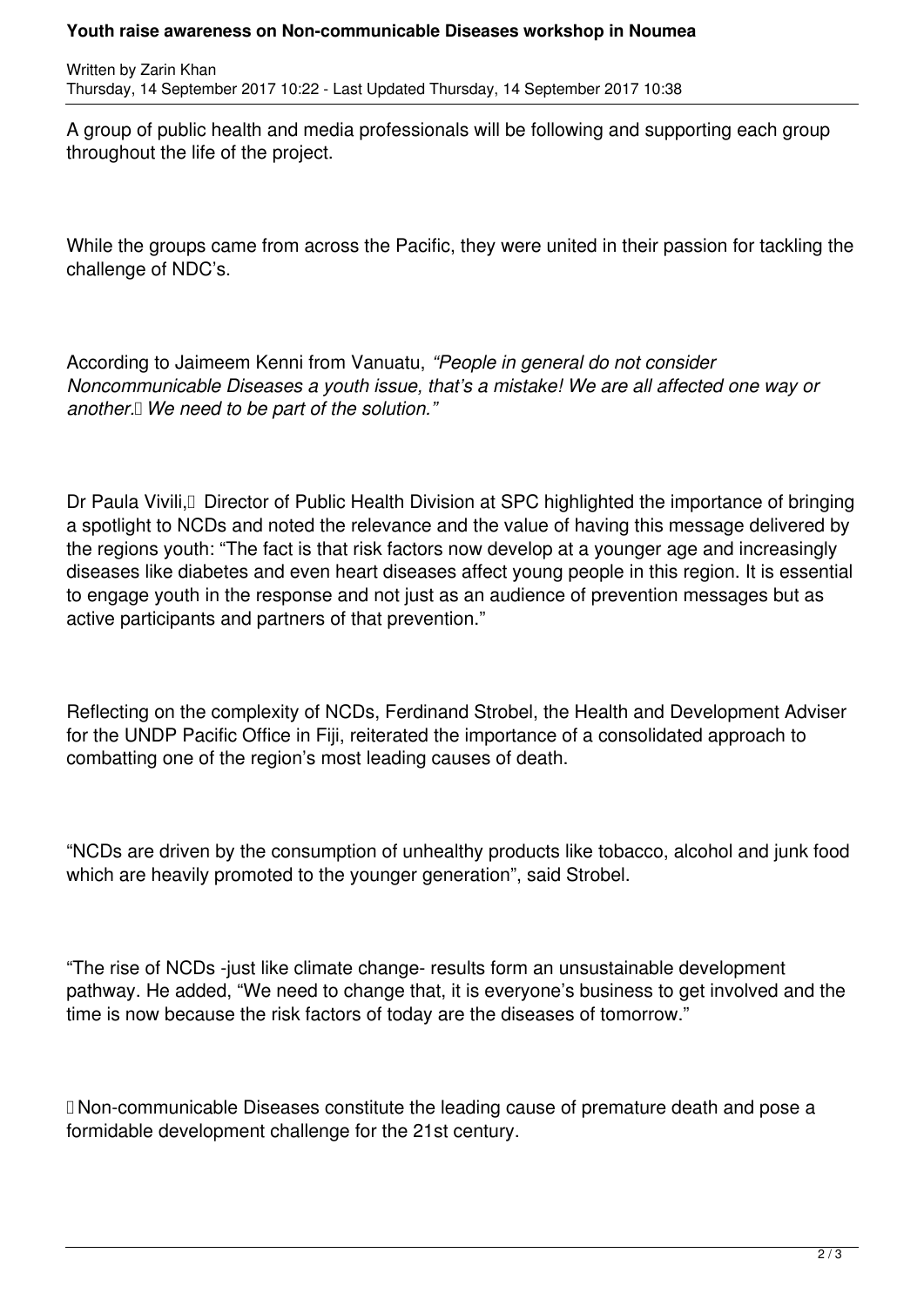A group of public health and media professionals will be following and supporting each group throughout the life of the project.

While the groups came from across the Pacific, they were united in their passion for tackling the challenge of NDC's.

According to Jaimeem Kenni from Vanuatu, *"People in general do not consider Noncommunicable Diseases a youth issue, that's a mistake! We are all affected one way or another. We need to be part of the solution."*

Dr Paula Vivili, Director of Public Health Division at SPC highlighted the importance of bringing a spotlight to NCDs and noted the relevance and the value of having this message delivered by the regions youth: "The fact is that risk factors now develop at a younger age and increasingly diseases like diabetes and even heart diseases affect young people in this region. It is essential to engage youth in the response and not just as an audience of prevention messages but as active participants and partners of that prevention."

Reflecting on the complexity of NCDs, Ferdinand Strobel, the Health and Development Adviser for the UNDP Pacific Office in Fiji, reiterated the importance of a consolidated approach to combatting one of the region's most leading causes of death.

"NCDs are driven by the consumption of unhealthy products like tobacco, alcohol and junk food which are heavily promoted to the younger generation", said Strobel.

"The rise of NCDs -just like climate change- results form an unsustainable development pathway. He added, "We need to change that, it is everyone's business to get involved and the time is now because the risk factors of today are the diseases of tomorrow."

Non-communicable Diseases constitute the leading cause of premature death and pose a formidable development challenge for the 21st century.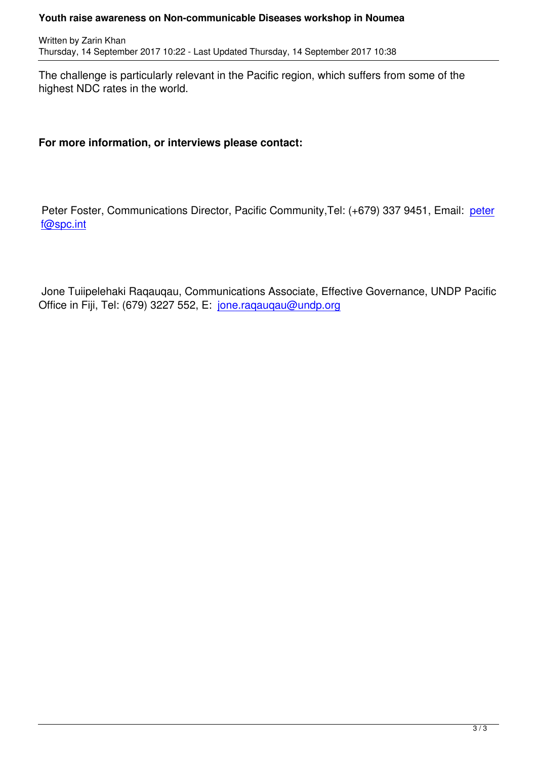The challenge is particularly relevant in the Pacific region, which suffers from some of the highest NDC rates in the world.

**For more information, or interviews please contact:**

Peter Foster, Communications Director, Pacific Community,Tel: (+679) 337 9451, Email: peterf@spc.int

Jone Tuiipelehaki Raqauqau, Communications Associate, Effective Governance, UNDP Pacific Office in Fiji, Tel: (679) 3227 552, E: jone.raqauqau@undp.org